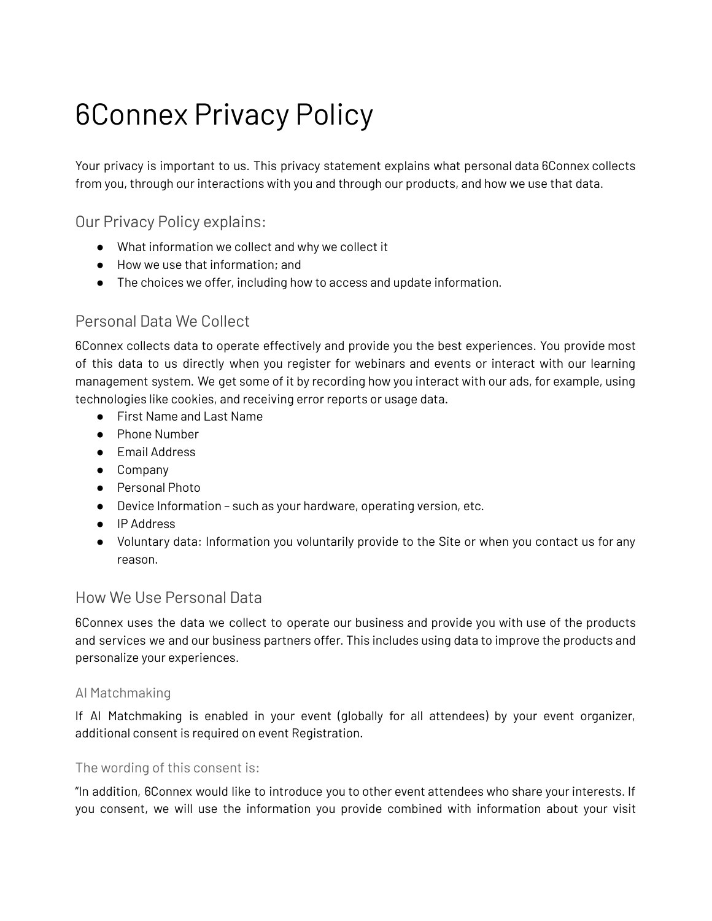# 6Connex Privacy Policy

Your privacy is important to us. This privacy statement explains what personal data 6Connex collects from you, through our interactions with you and through our products, and how we use that data.

## Our Privacy Policy explains:

- What information we collect and why we collect it
- How we use that information; and
- The choices we offer, including how to access and update information.

## Personal Data We Collect

6Connex collects data to operate effectively and provide you the best experiences. You provide most of this data to us directly when you register for webinars and events or interact with our learning management system. We get some of it by recording how you interact with our ads, for example, using technologies like cookies, and receiving error reports or usage data.

- First Name and Last Name
- Phone Number
- Email Address
- Company
- Personal Photo
- Device Information – such as your hardware, operating version, etc.
- IP Address
- Voluntary data: Information you voluntarily provide to the Site or when you contact us for any reason.

## How We Use Personal Data

6Connex uses the data we collect to operate our business and provide you with use of the products and services we and our business partners offer. This includes using data to improve the products and personalize your experiences.

### AI Matchmaking

If AI Matchmaking is enabled in your event (globally for all attendees) by your event organizer, additional consent is required on event Registration.

### The wording of this consent is:

"In addition, 6Connex would like to introduce you to other event attendees who share your interests. If you consent, we will use the information you provide combined with information about your visit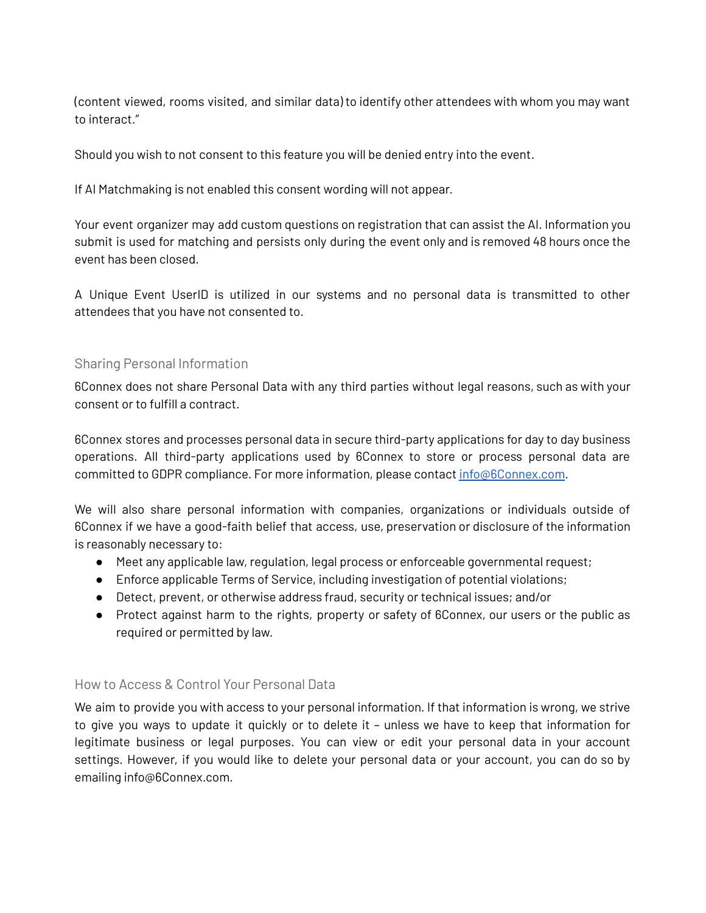(content viewed, rooms visited, and similar data) to identify other attendees with whom you may want to interact."

Should you wish to not consent to this feature you will be denied entry into the event.

If AI Matchmaking is not enabled this consent wording will not appear.

Your event organizer may add custom questions on registration that can assist the AI. Information you submit is used for matching and persists only during the event only and is removed 48 hours once the event has been closed.

A Unique Event UserID is utilized in our systems and no personal data is transmitted to other attendees that you have not consented to.

## Sharing Personal Information

6Connex does not share Personal Data with any third parties without legal reasons, such as with your consent or to fulfill a contract.

6Connex stores and processes personal data in secure third-party applications for day to day business operations. All third-party applications used by 6Connex to store or process personal data are committed to GDPR compliance. For more information, please contact [info@6Connex.com](mailto:info@6Connex.com).

We will also share personal information with companies, organizations or individuals outside of 6Connex if we have a good-faith belief that access, use, preservation or disclosure of the information is reasonably necessary to:

- Meet any applicable law, regulation, legal process or enforceable governmental request;
- Enforce applicable Terms of Service, including investigation of potential violations;
- Detect, prevent, or otherwise address fraud, security or technical issues; and/or
- Protect against harm to the rights, property or safety of 6Connex, our users or the public as required or permitted by law.

## How to Access & Control Your Personal Data

We aim to provide you with access to your personal information. If that information is wrong, we strive to give you ways to update it quickly or to delete it – unless we have to keep that information for legitimate business or legal purposes. You can view or edit your personal data in your account settings. However, if you would like to delete your personal data or your account, you can do so by emailing info@6Connex.com.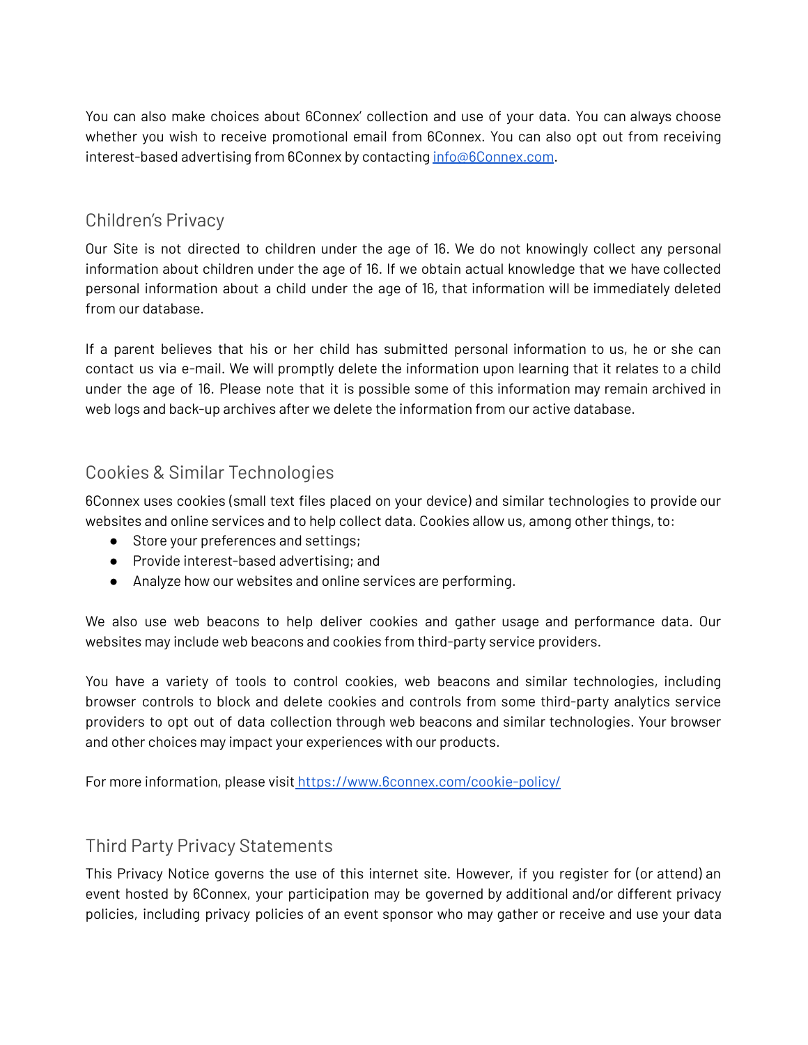You can also make choices about 6Connex' collection and use of your data. You can always choose whether you wish to receive promotional email from 6Connex. You can also opt out from receiving interest-based advertising from 6Connex by contacting info@6Connex.com.

## Children's Privacy

Our Site is not directed to children under the age of 16. We do not knowingly collect any personal information about children under the age of 16. If we obtain actual knowledge that we have collected personal information about a child under the age of 16, that information will be immediately deleted from our database.

If a parent believes that his or her child has submitted personal information to us, he or she can contact us via e-mail. We will promptly delete the information upon learning that it relates to a child under the age of 16. Please note that it is possible some of this information may remain archived in web logs and back-up archives after we delete the information from our active database.

## Cookies & Similar Technologies

6Connex uses cookies (small text files placed on your device) and similar technologies to provide our websites and online services and to help collect data. Cookies allow us, among other things, to:

- Store your preferences and settings;
- Provide interest-based advertising; and
- Analyze how our websites and online services are performing.

We also use web beacons to help deliver cookies and gather usage and performance data. Our websites may include web beacons and cookies from third-party service providers.

You have a variety of tools to control cookies, web beacons and similar technologies, including browser controls to block and delete cookies and controls from some third-party analytics service providers to opt out of data collection through web beacons and similar technologies. Your browser and other choices may impact your experiences with our products.

For more information, please visit https://www.6connex.com/cookie-policy/

## Third Party Privacy Statements

This Privacy Notice governs the use of this internet site. However, if you register for (or attend) an event hosted by 6Connex, your participation may be governed by additional and/or different privacy policies, including privacy policies of an event sponsor who may gather or receive and use your data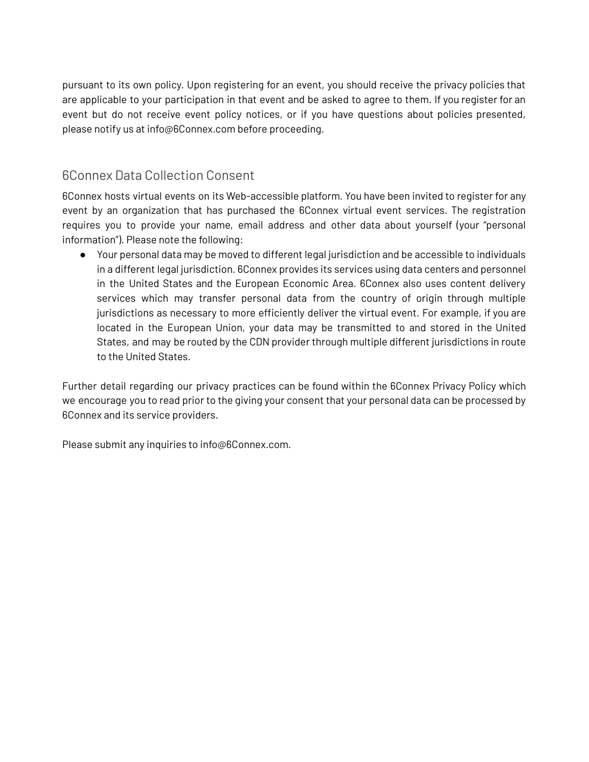pursuant to its own policy. Upon registering for an event, you should receive the privacy policies that are applicable to your participation in that event and be asked to agree to them. If you register for an event but do not receive event policy notices, or if you have questions about policies presented, please notify us at info@6Connex.com before proceeding.

## 6Connex Data Collection Consent

6Connex hosts virtual events on its Web-accessible platform. You have been invited to register for any event by an organization that has purchased the 6Connex virtual event services. The registration requires you to provide your name, email address and other data about yourself (your "personal information"). Please note the following:

- Your personal data may be moved to different legal jurisdiction and be accessible to individuals in a different legal jurisdiction. 6Connex provides its services using data centers and personnel in the United States and the European Economic Area. 6Connex also uses content delivery services which may transfer personal data from the country of origin through multiple jurisdictions as necessary to more efficiently deliver the virtual event. For example, if you are located in the European Union, your data may be transmitted to and stored in the United States, and may be routed by the CDN provider through multiple different jurisdictions in route to the United States.

Further detail regarding our privacy practices can be found within the 6Connex Privacy Policy which we encourage you to read prior to the giving your consent that your personal data can be processed by 6Connex and its service providers.

Please submit any inquiries to info@6Connex.com.